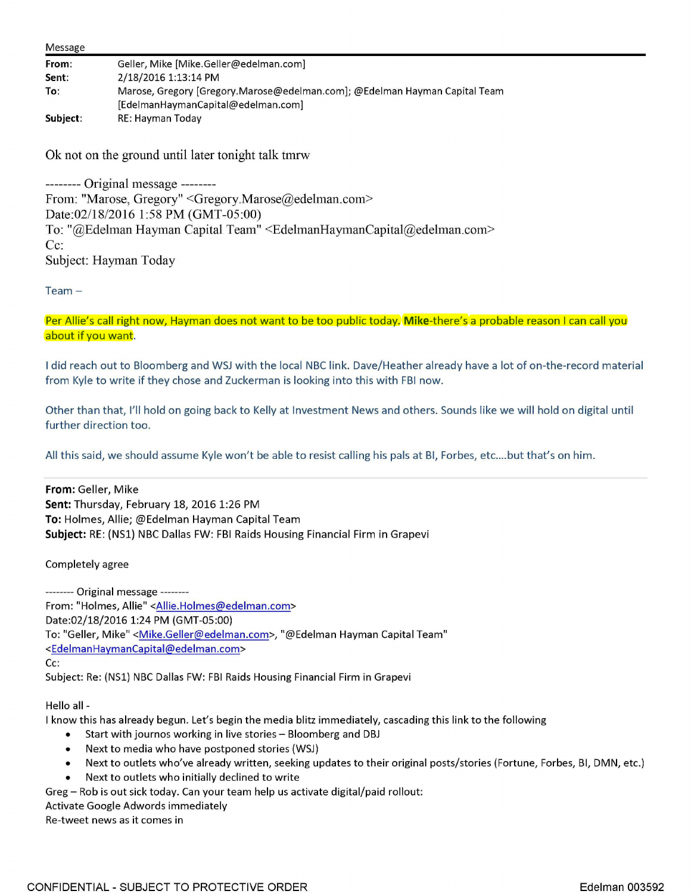Message

**From:** Geller, Mike [Mike.Geller@edelman.com]
**Sent:** 2/18/2016 1:13:14 PM
**To:** Marose, Gregory [Gregory.Marose@edelman.com]; @Edelman Hayman Capital Team [EdelmanHaymanCapital@edelman.com]
**Subject:** RE: Hayman Today

Ok not on the ground until later tonight talk tmrw

-------- Original message --------
From: "Marose, Gregory" <Gregory.Marose@edelman.com>
Date:02/18/2016 1:58 PM (GMT-05:00)
To: "@Edelman Hayman Capital Team" <EdelmanHaymanCapital@edelman.com>
Cc:
Subject: Hayman Today

Team –

Per Allie's call right now, Hayman does not want to be too public today. **Mike**-there's a probable reason I can call you about if you want.

I did reach out to Bloomberg and WSJ with the local NBC link. Dave/Heather already have a lot of on-the-record material from Kyle to write if they chose and Zuckerman is looking into this with FBI now.

Other than that, I'll hold on going back to Kelly at Investment News and others. Sounds like we will hold on digital until further direction too.

All this said, we should assume Kyle won't be able to resist calling his pals at BI, Forbes, etc....but that's on him.

---

**From:** Geller, Mike
**Sent:** Thursday, February 18, 2016 1:26 PM
**To:** Holmes, Allie; @Edelman Hayman Capital Team
**Subject:** RE: (NS1) NBC Dallas FW: FBI Raids Housing Financial Firm in Grapevi

Completely agree

-------- Original message --------
From: "Holmes, Allie" <Allie.Holmes@edelman.com>
Date:02/18/2016 1:24 PM (GMT-05:00)
To: "Geller, Mike" <Mike.Geller@edelman.com>, "@Edelman Hayman Capital Team" <EdelmanHaymanCapital@edelman.com>
Cc:
Subject: Re: (NS1) NBC Dallas FW: FBI Raids Housing Financial Firm in Grapevi

Hello all -
I know this has already begun. Let's begin the media blitz immediately, cascading this link to the following

- Start with journos working in live stories – Bloomberg and DBJ
- Next to media who have postponed stories (WSJ)
- Next to outlets who've already written, seeking updates to their original posts/stories (Fortune, Forbes, BI, DMN, etc.)
- Next to outlets who initially declined to write

Greg – Rob is out sick today. Can your team help us activate digital/paid rollout:
Activate Google Adwords immediately
Re-tweet news as it comes in

CONFIDENTIAL - SUBJECT TO PROTECTIVE ORDER

Edelman 003592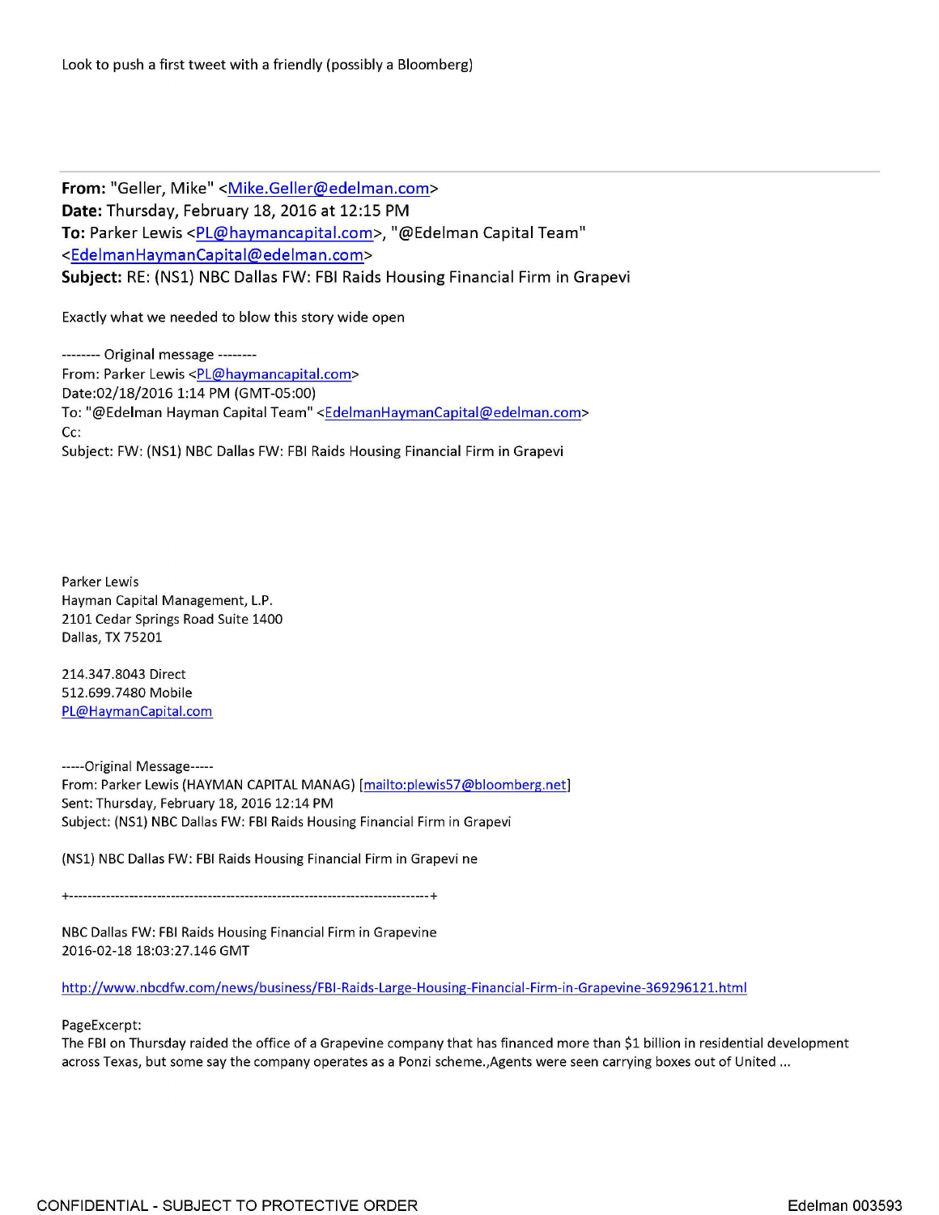Look to push a first tweet with a friendly (possibly a Bloomberg)

---

**From:** "Geller, Mike" <Mike.Geller@edelman.com>
**Date:** Thursday, February 18, 2016 at 12:15 PM
**To:** Parker Lewis <PL@haymancapital.com>, "@Edelman Capital Team" <EdelmanHaymanCapital@edelman.com>
**Subject:** RE: (NS1) NBC Dallas FW: FBI Raids Housing Financial Firm in Grapevi

Exactly what we needed to blow this story wide open

-------- Original message --------
From: Parker Lewis <PL@haymancapital.com>
Date:02/18/2016 1:14 PM (GMT-05:00)
To: "@Edelman Hayman Capital Team" <EdelmanHaymanCapital@edelman.com>
Cc:
Subject: FW: (NS1) NBC Dallas FW: FBI Raids Housing Financial Firm in Grapevi

Parker Lewis
Hayman Capital Management, L.P.
2101 Cedar Springs Road Suite 1400
Dallas, TX 75201

214.347.8043 Direct
512.699.7480 Mobile
PL@HaymanCapital.com

-----Original Message-----
From: Parker Lewis (HAYMAN CAPITAL MANAG) [mailto:plewis57@bloomberg.net]
Sent: Thursday, February 18, 2016 12:14 PM
Subject: (NS1) NBC Dallas FW: FBI Raids Housing Financial Firm in Grapevi

(NS1) NBC Dallas FW: FBI Raids Housing Financial Firm in Grapevi ne

+------------------------------------------------------------------------------+

NBC Dallas FW: FBI Raids Housing Financial Firm in Grapevine
2016-02-18 18:03:27.146 GMT

http://www.nbcdfw.com/news/business/FBI-Raids-Large-Housing-Financial-Firm-in-Grapevine-369296121.html

PageExcerpt:
The FBI on Thursday raided the office of a Grapevine company that has financed more than $1 billion in residential development across Texas, but some say the company operates as a Ponzi scheme.,Agents were seen carrying boxes out of United ...

CONFIDENTIAL - SUBJECT TO PROTECTIVE ORDER

Edelman 003593